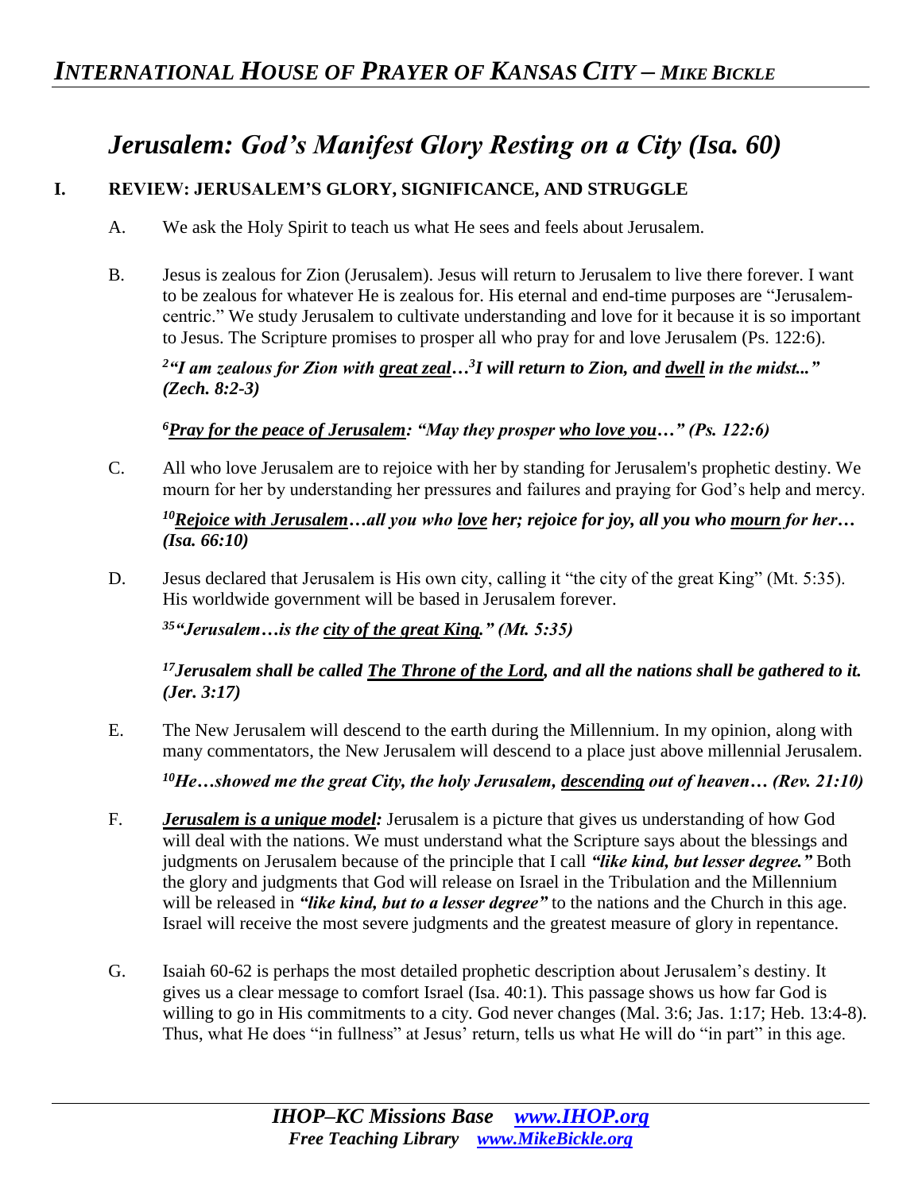# *Jerusalem: God's Manifest Glory Resting on a City (Isa. 60)*

## I. REVIEW: JERUSALEM'S GLORY, SIGNIFICANCE, AND STRUGGLE

A. We ask the Holy Spirit to teach us what He sees and feels about Jerusalem.

B. Jesus is zealous for Zion (Jerusalem). Jesus will return to Jerusalem to live there forever. I want to be zealous for whatever He is zealous for. His eternal and end-time purposes are "Jerusalem-centric." We study Jerusalem to cultivate understanding and love for it because it is so important to Jesus. The Scripture promises to prosper all who pray for and love Jerusalem (Ps. 122:6).

***[2]"I am zealous for Zion with <u>great zeal</u>…[3]I will return to Zion, and <u>dwell</u> in the midst..." (Zech. 8:2-3)***

***[6]<u>Pray for the peace of Jerusalem</u>: "May they prosper <u>who love you</u>…" (Ps. 122:6)***

C. All who love Jerusalem are to rejoice with her by standing for Jerusalem's prophetic destiny. We mourn for her by understanding her pressures and failures and praying for God's help and mercy.

***[10]<u>Rejoice with Jerusalem</u>…all you who <u>love</u> her; rejoice for joy, all you who <u>mourn</u> for her… (Isa. 66:10)***

D. Jesus declared that Jerusalem is His own city, calling it "the city of the great King" (Mt. 5:35). His worldwide government will be based in Jerusalem forever.

***[35]"Jerusalem…is the <u>city of the great King</u>." (Mt. 5:35)***

***[17]Jerusalem shall be called <u>The Throne of the Lord</u>, and all the nations shall be gathered to it. (Jer. 3:17)***

E. The New Jerusalem will descend to the earth during the Millennium. In my opinion, along with many commentators, the New Jerusalem will descend to a place just above millennial Jerusalem.

***[10]He…showed me the great City, the holy Jerusalem, <u>descending</u> out of heaven… (Rev. 21:10)***

F. ***<u>Jerusalem is a unique model</u>:*** Jerusalem is a picture that gives us understanding of how God will deal with the nations. We must understand what the Scripture says about the blessings and judgments on Jerusalem because of the principle that I call ***"like kind, but lesser degree."*** Both the glory and judgments that God will release on Israel in the Tribulation and the Millennium will be released in ***"like kind, but to a lesser degree"*** to the nations and the Church in this age. Israel will receive the most severe judgments and the greatest measure of glory in repentance.

G. Isaiah 60-62 is perhaps the most detailed prophetic description about Jerusalem's destiny. It gives us a clear message to comfort Israel (Isa. 40:1). This passage shows us how far God is willing to go in His commitments to a city. God never changes (Mal. 3:6; Jas. 1:17; Heb. 13:4-8). Thus, what He does "in fullness" at Jesus' return, tells us what He will do "in part" in this age.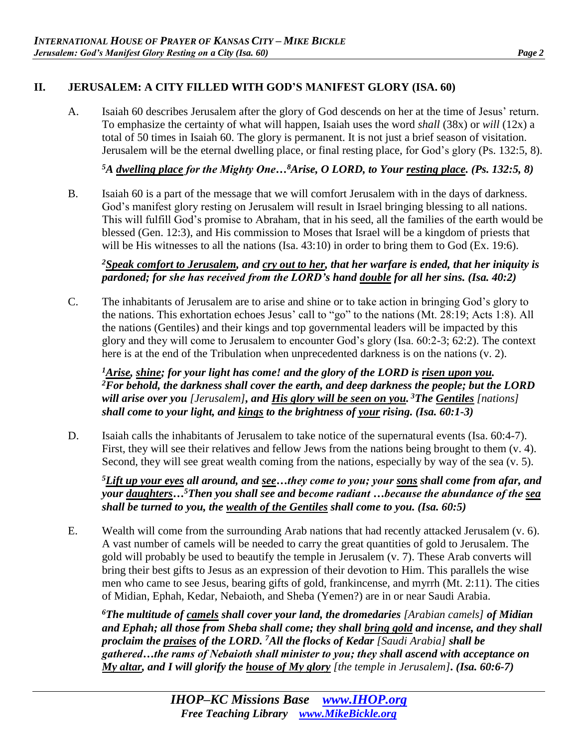## II. JERUSALEM: A CITY FILLED WITH GOD'S MANIFEST GLORY (ISA. 60)

A. Isaiah 60 describes Jerusalem after the glory of God descends on her at the time of Jesus' return. To emphasize the certainty of what will happen, Isaiah uses the word *shall* (38x) or *will* (12x) a total of 50 times in Isaiah 60. The glory is permanent. It is not just a brief season of visitation. Jerusalem will be the eternal dwelling place, or final resting place, for God's glory (Ps. 132:5, 8).

***5A dwelling place for the Mighty One…8Arise, O LORD, to Your resting place. (Ps. 132:5, 8)***

B. Isaiah 60 is a part of the message that we will comfort Jerusalem with in the days of darkness. God's manifest glory resting on Jerusalem will result in Israel bringing blessing to all nations. This will fulfill God's promise to Abraham, that in his seed, all the families of the earth would be blessed (Gen. 12:3), and His commission to Moses that Israel will be a kingdom of priests that will be His witnesses to all the nations (Isa. 43:10) in order to bring them to God (Ex. 19:6).

***2Speak comfort to Jerusalem, and cry out to her, that her warfare is ended, that her iniquity is pardoned; for she has received from the LORD's hand double for all her sins. (Isa. 40:2)***

C. The inhabitants of Jerusalem are to arise and shine or to take action in bringing God's glory to the nations. This exhortation echoes Jesus' call to "go" to the nations (Mt. 28:19; Acts 1:8). All the nations (Gentiles) and their kings and top governmental leaders will be impacted by this glory and they will come to Jerusalem to encounter God's glory (Isa. 60:2-3; 62:2). The context here is at the end of the Tribulation when unprecedented darkness is on the nations (v. 2).

***1Arise, shine; for your light has come! and the glory of the LORD is risen upon you. 2For behold, the darkness shall cover the earth, and deep darkness the people; but the LORD will arise over you** [Jerusalem]**, and His glory will be seen on you. 3The Gentiles** [nations] **shall come to your light, and kings to the brightness of your rising. (Isa. 60:1-3)***

D. Isaiah calls the inhabitants of Jerusalem to take notice of the supernatural events (Isa. 60:4-7). First, they will see their relatives and fellow Jews from the nations being brought to them (v. 4). Second, they will see great wealth coming from the nations, especially by way of the sea (v. 5).

***5Lift up your eyes all around, and see…they come to you; your sons shall come from afar, and your daughters…5Then you shall see and become radiant …because the abundance of the sea shall be turned to you, the wealth of the Gentiles shall come to you. (Isa. 60:5)***

E. Wealth will come from the surrounding Arab nations that had recently attacked Jerusalem (v. 6). A vast number of camels will be needed to carry the great quantities of gold to Jerusalem. The gold will probably be used to beautify the temple in Jerusalem (v. 7). These Arab converts will bring their best gifts to Jesus as an expression of their devotion to Him. This parallels the wise men who came to see Jesus, bearing gifts of gold, frankincense, and myrrh (Mt. 2:11). The cities of Midian, Ephah, Kedar, Nebaioth, and Sheba (Yemen?) are in or near Saudi Arabia.

***6The multitude of camels shall cover your land, the dromedaries** [Arabian camels] **of Midian and Ephah; all those from Sheba shall come; they shall bring gold and incense, and they shall proclaim the praises of the LORD. 7All the flocks of Kedar** [Saudi Arabia] **shall be gathered…the rams of Nebaioth shall minister to you; they shall ascend with acceptance on My altar, and I will glorify the house of My glory** [the temple in Jerusalem]**. (Isa. 60:6-7)***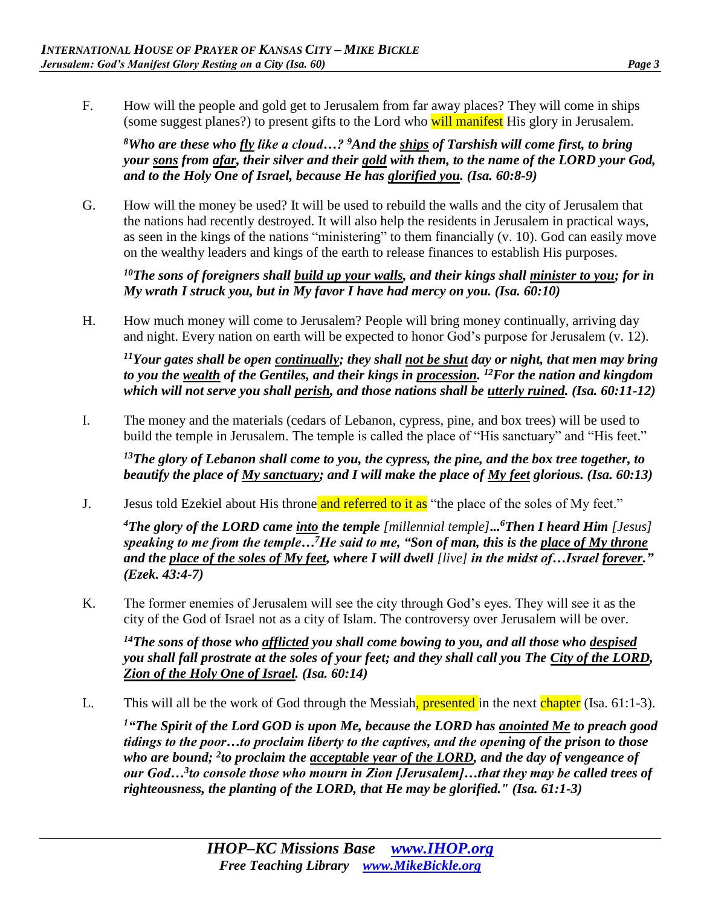F. How will the people and gold get to Jerusalem from far away places? They will come in ships (some suggest planes?) to present gifts to the Lord who will manifest His glory in Jerusalem.

> ***8**Who are these who fly like a cloud…? **9**And the ships of Tarshish will come first, to bring your sons from afar, their silver and their gold with them, to the name of the LORD your God, and to the Holy One of Israel, because He has glorified you. (Isa. 60:8-9)*

G. How will the money be used? It will be used to rebuild the walls and the city of Jerusalem that the nations had recently destroyed. It will also help the residents in Jerusalem in practical ways, as seen in the kings of the nations "ministering" to them financially (v. 10). God can easily move on the wealthy leaders and kings of the earth to release finances to establish His purposes.

> ***10**The sons of foreigners shall build up your walls, and their kings shall minister to you; for in My wrath I struck you, but in My favor I have had mercy on you. (Isa. 60:10)*

H. How much money will come to Jerusalem? People will bring money continually, arriving day and night. Every nation on earth will be expected to honor God's purpose for Jerusalem (v. 12).

> ***11**Your gates shall be open continually; they shall not be shut day or night, that men may bring to you the wealth of the Gentiles, and their kings in procession. **12**For the nation and kingdom which will not serve you shall perish, and those nations shall be utterly ruined. (Isa. 60:11-12)*

I. The money and the materials (cedars of Lebanon, cypress, pine, and box trees) will be used to build the temple in Jerusalem. The temple is called the place of "His sanctuary" and "His feet."

> ***13**The glory of Lebanon shall come to you, the cypress, the pine, and the box tree together, to beautify the place of My sanctuary; and I will make the place of My feet glorious. (Isa. 60:13)*

J. Jesus told Ezekiel about His throne and referred to it as "the place of the soles of My feet."

> ***4**The glory of the LORD came into the temple* [millennial temple]*...**6**Then I heard Him* [Jesus] *speaking to me from the temple…**7**He said to me, "Son of man, this is the place of My throne and the place of the soles of My feet, where I will dwell* [live] *in the midst of…Israel forever." (Ezek. 43:4-7)*

K. The former enemies of Jerusalem will see the city through God's eyes. They will see it as the city of the God of Israel not as a city of Islam. The controversy over Jerusalem will be over.

> ***14**The sons of those who afflicted you shall come bowing to you, and all those who despised you shall fall prostrate at the soles of your feet; and they shall call you The City of the LORD, Zion of the Holy One of Israel. (Isa. 60:14)*

L. This will all be the work of God through the Messiah, presented in the next chapter (Isa. 61:1-3).

> ***1**"The Spirit of the Lord GOD is upon Me, because the LORD has anointed Me to preach good tidings to the poor…to proclaim liberty to the captives, and the opening of the prison to those who are bound; **2**to proclaim the acceptable year of the LORD, and the day of vengeance of our God…**3**to console those who mourn in Zion [Jerusalem]…that they may be called trees of righteousness, the planting of the LORD, that He may be glorified." (Isa. 61:1-3)*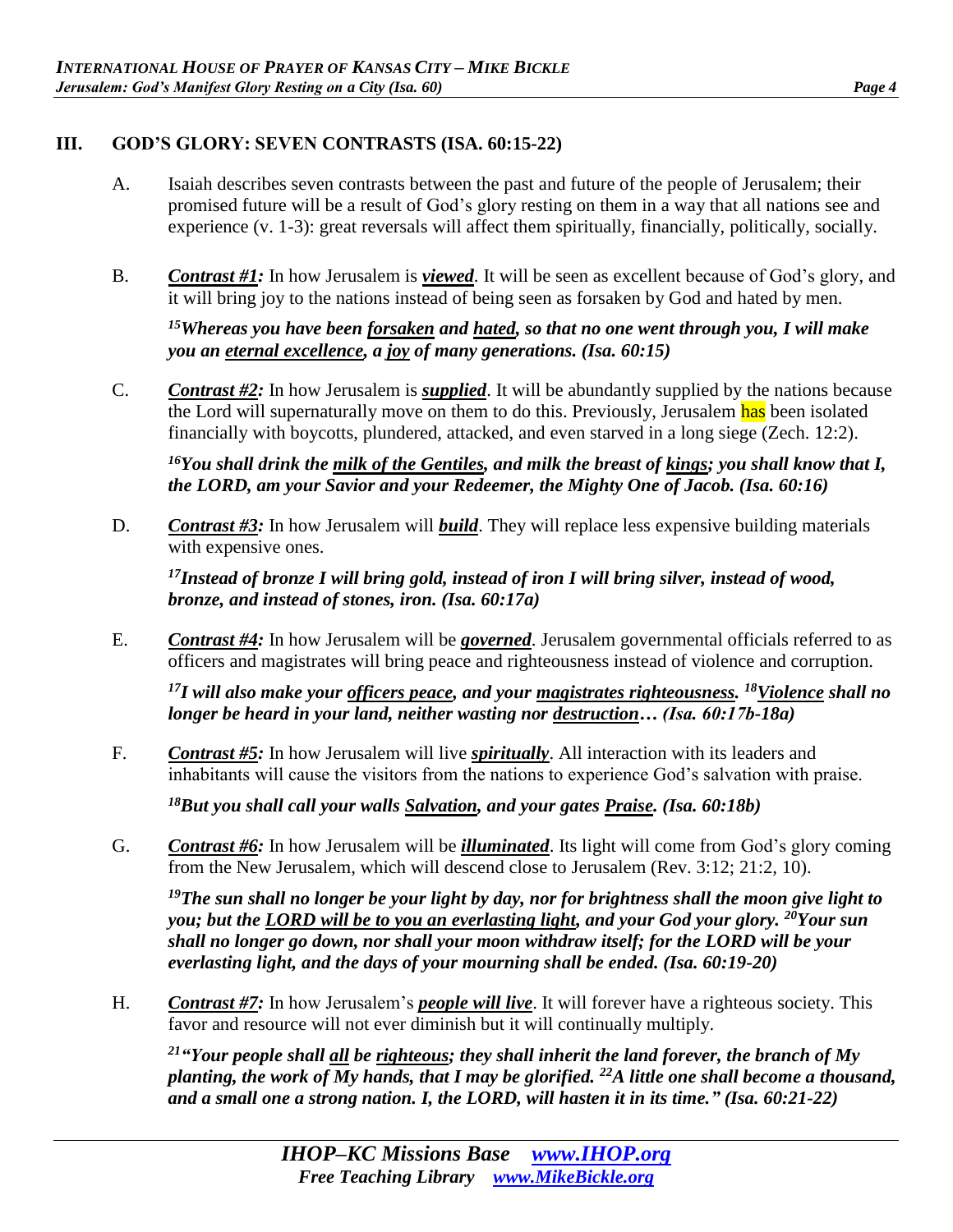## III. GOD'S GLORY: SEVEN CONTRASTS (ISA. 60:15-22)

A. Isaiah describes seven contrasts between the past and future of the people of Jerusalem; their promised future will be a result of God's glory resting on them in a way that all nations see and experience (v. 1-3): great reversals will affect them spiritually, financially, politically, socially.

B. ***Contrast #1:*** In how Jerusalem is ***viewed***. It will be seen as excellent because of God's glory, and it will bring joy to the nations instead of being seen as forsaken by God and hated by men.

***[15]Whereas you have been forsaken and hated, so that no one went through you, I will make you an eternal excellence, a joy of many generations. (Isa. 60:15)***

C. ***Contrast #2:*** In how Jerusalem is ***supplied***. It will be abundantly supplied by the nations because the Lord will supernaturally move on them to do this. Previously, Jerusalem has been isolated financially with boycotts, plundered, attacked, and even starved in a long siege (Zech. 12:2).

***[16]You shall drink the milk of the Gentiles, and milk the breast of kings; you shall know that I, the LORD, am your Savior and your Redeemer, the Mighty One of Jacob. (Isa. 60:16)***

D. ***Contrast #3:*** In how Jerusalem will ***build***. They will replace less expensive building materials with expensive ones.

***[17]Instead of bronze I will bring gold, instead of iron I will bring silver, instead of wood, bronze, and instead of stones, iron. (Isa. 60:17a)***

E. ***Contrast #4:*** In how Jerusalem will be ***governed***. Jerusalem governmental officials referred to as officers and magistrates will bring peace and righteousness instead of violence and corruption.

***[17]I will also make your officers peace, and your magistrates righteousness. [18]Violence shall no longer be heard in your land, neither wasting nor destruction… (Isa. 60:17b-18a)***

F. ***Contrast #5:*** In how Jerusalem will live ***spiritually***. All interaction with its leaders and inhabitants will cause the visitors from the nations to experience God's salvation with praise.

***[18]But you shall call your walls Salvation, and your gates Praise. (Isa. 60:18b)***

G. ***Contrast #6:*** In how Jerusalem will be ***illuminated***. Its light will come from God's glory coming from the New Jerusalem, which will descend close to Jerusalem (Rev. 3:12; 21:2, 10).

***[19]The sun shall no longer be your light by day, nor for brightness shall the moon give light to you; but the LORD will be to you an everlasting light, and your God your glory. [20]Your sun shall no longer go down, nor shall your moon withdraw itself; for the LORD will be your everlasting light, and the days of your mourning shall be ended. (Isa. 60:19-20)***

H. ***Contrast #7:*** In how Jerusalem's ***people will live***. It will forever have a righteous society. This favor and resource will not ever diminish but it will continually multiply.

***[21]"Your people shall all be righteous; they shall inherit the land forever, the branch of My planting, the work of My hands, that I may be glorified. [22]A little one shall become a thousand, and a small one a strong nation. I, the LORD, will hasten it in its time." (Isa. 60:21-22)***